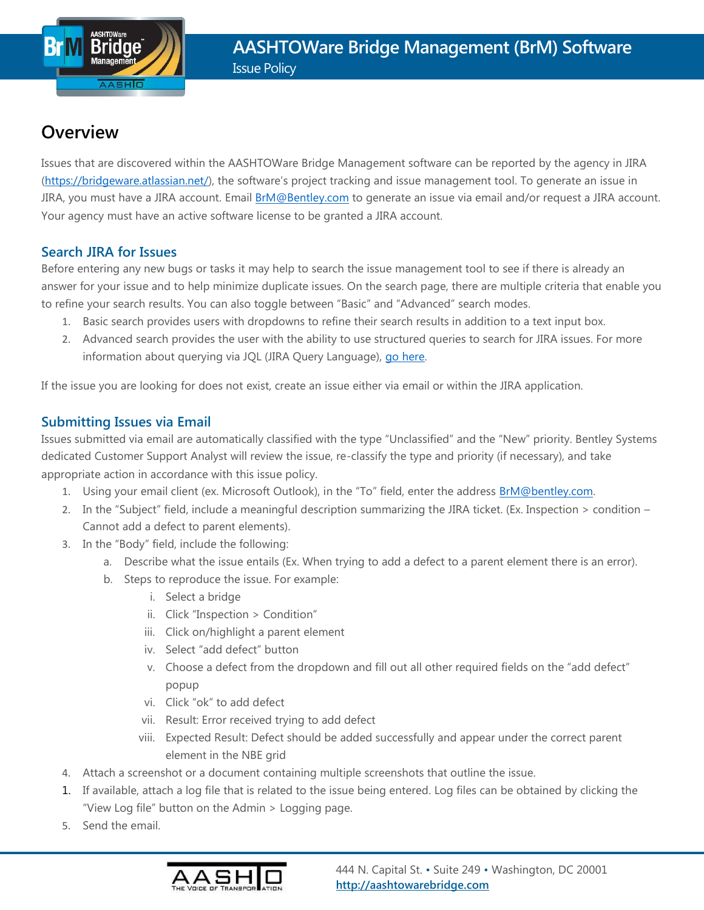# AASHTOWare Bridge Management (BrM) Software

Issue Policy

## Overview

Issues that are discovered within the AASHTOWare Bridge Management software can be reported by the agency in JIRA (https://bridgeware.atlassian.net/), the software's project tracking and issue management tool. To generate an issue in JIRA, you must have a JIRA account. Email BrM@Bentley.com to generate an issue via email and/or request a JIRA account. Your agency must have an active software license to be granted a JIRA account.

### Search JIRA for Issues

Before entering any new bugs or tasks it may help to search the issue management tool to see if there is already an answer for your issue and to help minimize duplicate issues. On the search page, there are multiple criteria that enable you to refine your search results. You can also toggle between "Basic" and "Advanced" search modes.

1. Basic search provides users with dropdowns to refine their search results in addition to a text input box.
2. Advanced search provides the user with the ability to use structured queries to search for JIRA issues. For more information about querying via JQL (JIRA Query Language), go here.

If the issue you are looking for does not exist, create an issue either via email or within the JIRA application.

### Submitting Issues via Email

Issues submitted via email are automatically classified with the type "Unclassified" and the "New" priority. Bentley Systems dedicated Customer Support Analyst will review the issue, re-classify the type and priority (if necessary), and take appropriate action in accordance with this issue policy.

1. Using your email client (ex. Microsoft Outlook), in the "To" field, enter the address BrM@bentley.com.
2. In the "Subject" field, include a meaningful description summarizing the JIRA ticket. (Ex. Inspection > condition – Cannot add a defect to parent elements).
3. In the "Body" field, include the following:
   a. Describe what the issue entails (Ex. When trying to add a defect to a parent element there is an error).
   b. Steps to reproduce the issue. For example:
      i. Select a bridge
      ii. Click "Inspection > Condition"
      iii. Click on/highlight a parent element
      iv. Select "add defect" button
      v. Choose a defect from the dropdown and fill out all other required fields on the "add defect" popup
      vi. Click "ok" to add defect
      vii. Result: Error received trying to add defect
      viii. Expected Result: Defect should be added successfully and appear under the correct parent element in the NBE grid
4. Attach a screenshot or a document containing multiple screenshots that outline the issue.
1. If available, attach a log file that is related to the issue being entered. Log files can be obtained by clicking the "View Log file" button on the Admin > Logging page.
5. Send the email.

444 N. Capital St. • Suite 249 • Washington, DC 20001
http://aashtowarebridge.com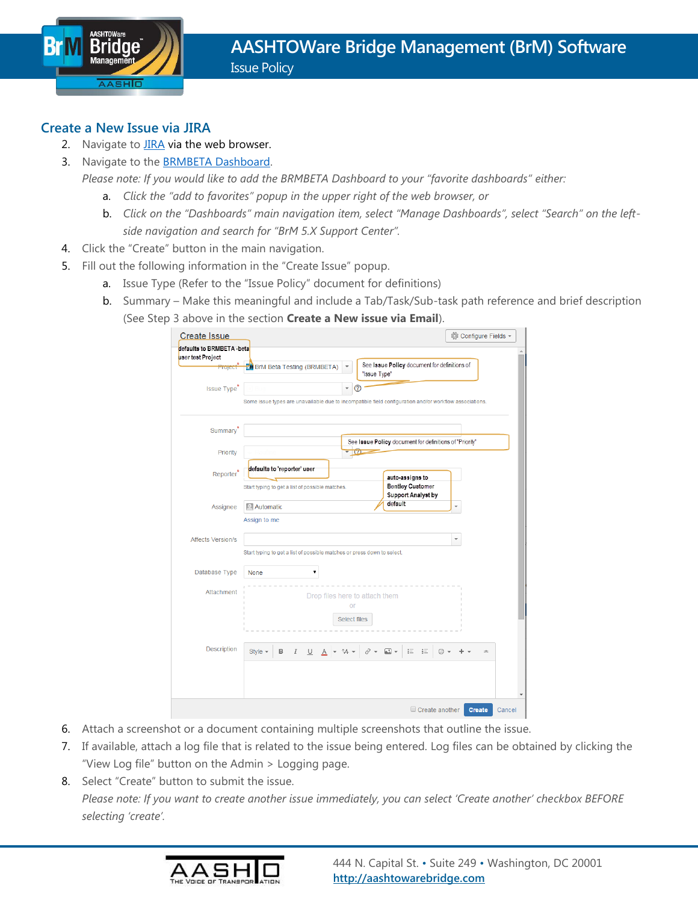## Create a New Issue via JIRA

2. Navigate to JIRA via the web browser.
3. Navigate to the BRMBETA Dashboard.

   *Please note: If you would like to add the BRMBETA Dashboard to your "favorite dashboards" either:*

   a. *Click the "add to favorites" popup in the upper right of the web browser, or*
   b. *Click on the "Dashboards" main navigation item, select "Manage Dashboards", select "Search" on the left-side navigation and search for "BrM 5.X Support Center".*
4. Click the "Create" button in the main navigation.
5. Fill out the following information in the "Create Issue" popup.
   a. Issue Type (Refer to the "Issue Policy" document for definitions)
   b. Summary – Make this meaningful and include a Tab/Task/Sub-task path reference and brief description (See Step 3 above in the section **Create a New issue via Email**).
6. Attach a screenshot or a document containing multiple screenshots that outline the issue.
7. If available, attach a log file that is related to the issue being entered. Log files can be obtained by clicking the "View Log file" button on the Admin > Logging page.
8. Select "Create" button to submit the issue.

   *Please note: If you want to create another issue immediately, you can select 'Create another' checkbox BEFORE selecting 'create'.*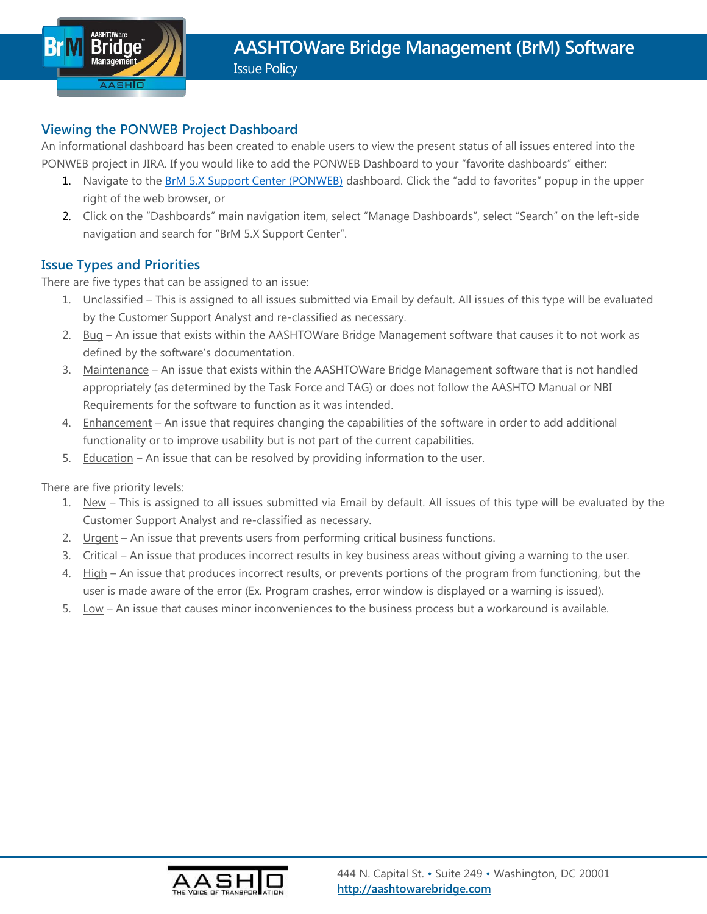## Viewing the PONWEB Project Dashboard

An informational dashboard has been created to enable users to view the present status of all issues entered into the PONWEB project in JIRA. If you would like to add the PONWEB Dashboard to your "favorite dashboards" either:

1. Navigate to the [BrM 5.X Support Center (PONWEB)]() dashboard. Click the "add to favorites" popup in the upper right of the web browser, or
2. Click on the "Dashboards" main navigation item, select "Manage Dashboards", select "Search" on the left-side navigation and search for "BrM 5.X Support Center".

## Issue Types and Priorities

There are five types that can be assigned to an issue:

1. Unclassified – This is assigned to all issues submitted via Email by default. All issues of this type will be evaluated by the Customer Support Analyst and re-classified as necessary.
2. Bug – An issue that exists within the AASHTOWare Bridge Management software that causes it to not work as defined by the software's documentation.
3. Maintenance – An issue that exists within the AASHTOWare Bridge Management software that is not handled appropriately (as determined by the Task Force and TAG) or does not follow the AASHTO Manual or NBI Requirements for the software to function as it was intended.
4. Enhancement – An issue that requires changing the capabilities of the software in order to add additional functionality or to improve usability but is not part of the current capabilities.
5. Education – An issue that can be resolved by providing information to the user.

There are five priority levels:

1. New – This is assigned to all issues submitted via Email by default. All issues of this type will be evaluated by the Customer Support Analyst and re-classified as necessary.
2. Urgent – An issue that prevents users from performing critical business functions.
3. Critical – An issue that produces incorrect results in key business areas without giving a warning to the user.
4. High – An issue that produces incorrect results, or prevents portions of the program from functioning, but the user is made aware of the error (Ex. Program crashes, error window is displayed or a warning is issued).
5. Low – An issue that causes minor inconveniences to the business process but a workaround is available.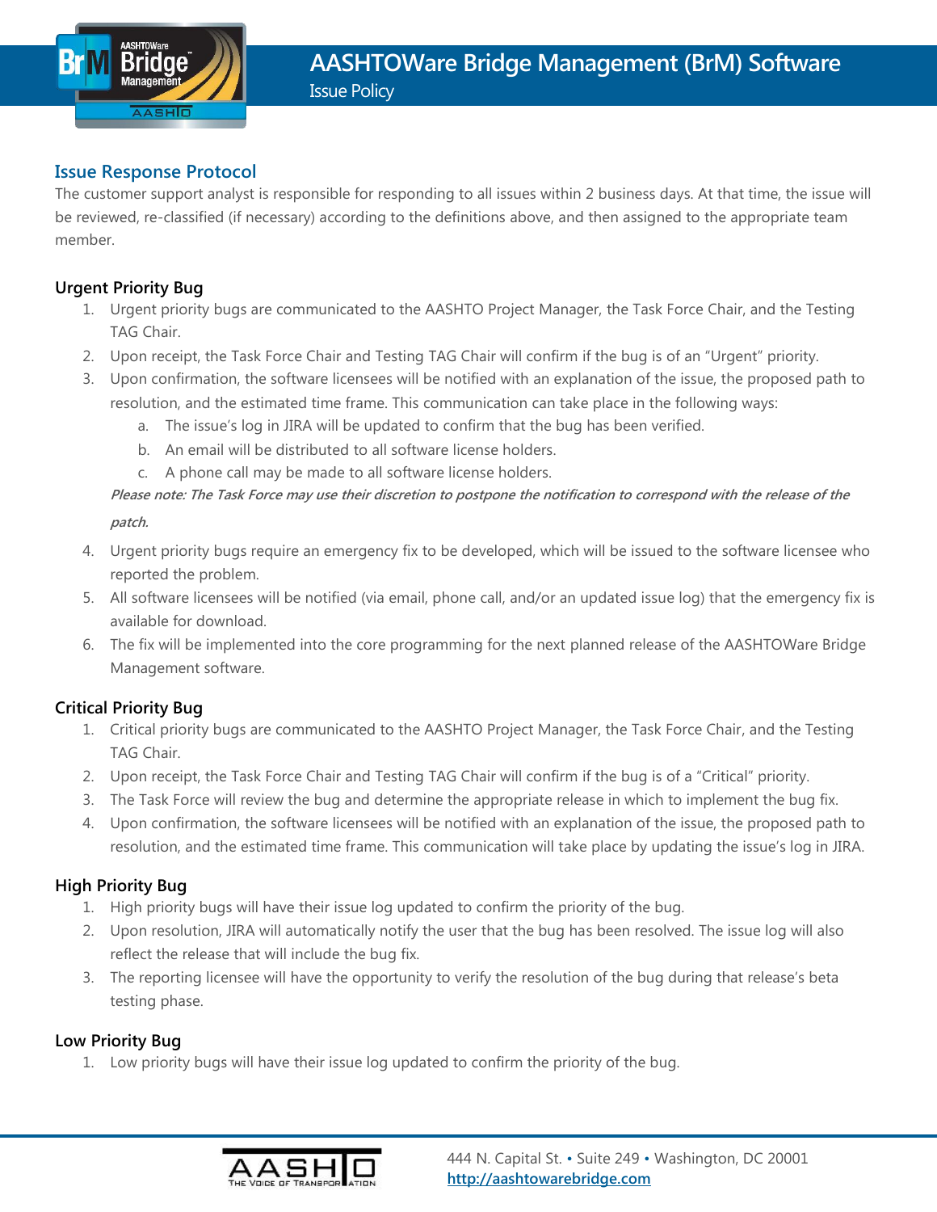## Issue Response Protocol

The customer support analyst is responsible for responding to all issues within 2 business days. At that time, the issue will be reviewed, re-classified (if necessary) according to the definitions above, and then assigned to the appropriate team member.

### Urgent Priority Bug

1. Urgent priority bugs are communicated to the AASHTO Project Manager, the Task Force Chair, and the Testing TAG Chair.
2. Upon receipt, the Task Force Chair and Testing TAG Chair will confirm if the bug is of an "Urgent" priority.
3. Upon confirmation, the software licensees will be notified with an explanation of the issue, the proposed path to resolution, and the estimated time frame. This communication can take place in the following ways:
   a. The issue's log in JIRA will be updated to confirm that the bug has been verified.
   b. An email will be distributed to all software license holders.
   c. A phone call may be made to all software license holders.

   *Please note: The Task Force may use their discretion to postpone the notification to correspond with the release of the patch.*
4. Urgent priority bugs require an emergency fix to be developed, which will be issued to the software licensee who reported the problem.
5. All software licensees will be notified (via email, phone call, and/or an updated issue log) that the emergency fix is available for download.
6. The fix will be implemented into the core programming for the next planned release of the AASHTOWare Bridge Management software.

### Critical Priority Bug

1. Critical priority bugs are communicated to the AASHTO Project Manager, the Task Force Chair, and the Testing TAG Chair.
2. Upon receipt, the Task Force Chair and Testing TAG Chair will confirm if the bug is of a "Critical" priority.
3. The Task Force will review the bug and determine the appropriate release in which to implement the bug fix.
4. Upon confirmation, the software licensees will be notified with an explanation of the issue, the proposed path to resolution, and the estimated time frame. This communication will take place by updating the issue's log in JIRA.

### High Priority Bug

1. High priority bugs will have their issue log updated to confirm the priority of the bug.
2. Upon resolution, JIRA will automatically notify the user that the bug has been resolved. The issue log will also reflect the release that will include the bug fix.
3. The reporting licensee will have the opportunity to verify the resolution of the bug during that release's beta testing phase.

### Low Priority Bug

1. Low priority bugs will have their issue log updated to confirm the priority of the bug.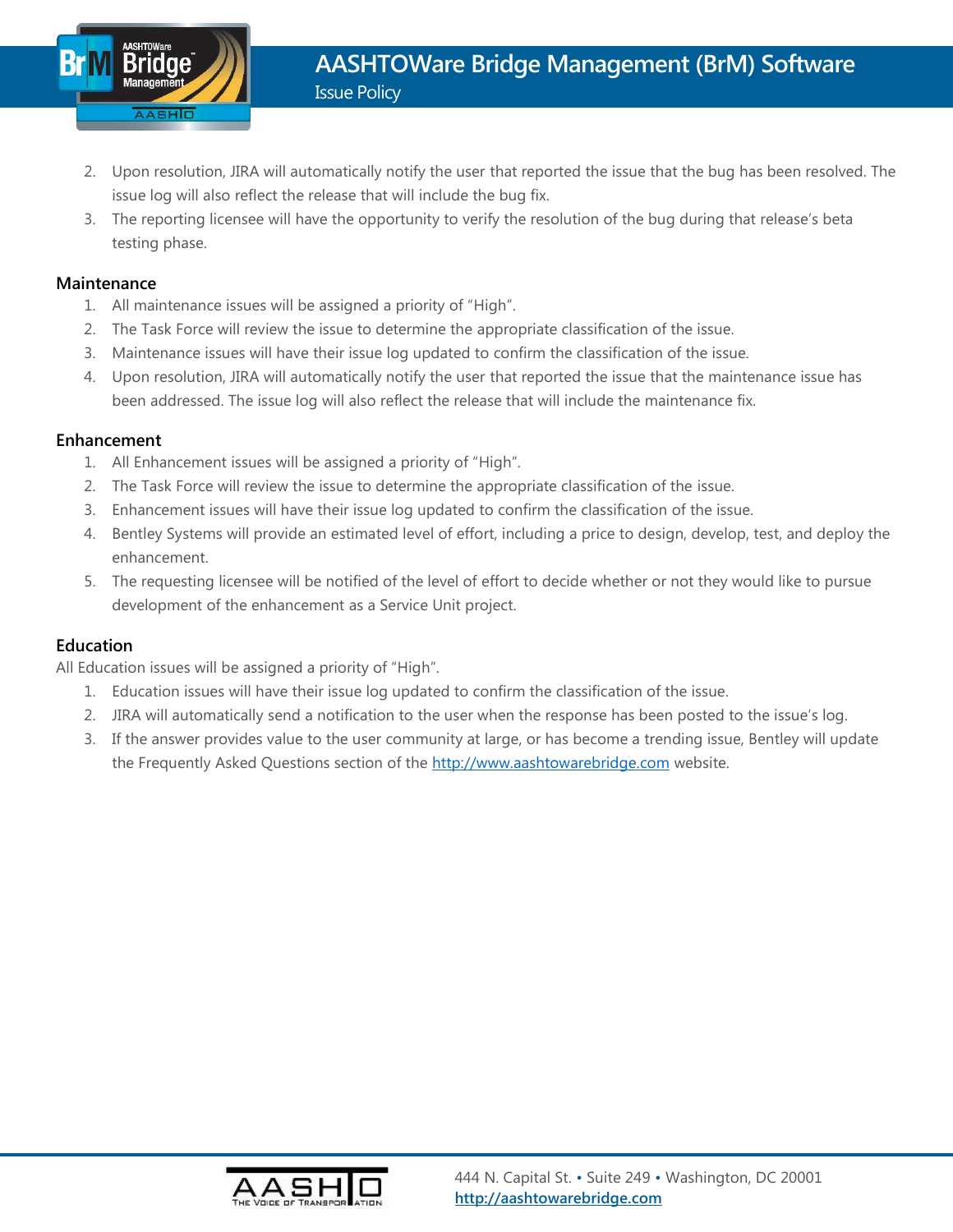2. Upon resolution, JIRA will automatically notify the user that reported the issue that the bug has been resolved. The issue log will also reflect the release that will include the bug fix.
3. The reporting licensee will have the opportunity to verify the resolution of the bug during that release's beta testing phase.

### Maintenance

1. All maintenance issues will be assigned a priority of "High".
2. The Task Force will review the issue to determine the appropriate classification of the issue.
3. Maintenance issues will have their issue log updated to confirm the classification of the issue.
4. Upon resolution, JIRA will automatically notify the user that reported the issue that the maintenance issue has been addressed. The issue log will also reflect the release that will include the maintenance fix.

### Enhancement

1. All Enhancement issues will be assigned a priority of "High".
2. The Task Force will review the issue to determine the appropriate classification of the issue.
3. Enhancement issues will have their issue log updated to confirm the classification of the issue.
4. Bentley Systems will provide an estimated level of effort, including a price to design, develop, test, and deploy the enhancement.
5. The requesting licensee will be notified of the level of effort to decide whether or not they would like to pursue development of the enhancement as a Service Unit project.

### Education

All Education issues will be assigned a priority of "High".

1. Education issues will have their issue log updated to confirm the classification of the issue.
2. JIRA will automatically send a notification to the user when the response has been posted to the issue's log.
3. If the answer provides value to the user community at large, or has become a trending issue, Bentley will update the Frequently Asked Questions section of the [http://www.aashtowarebridge.com](http://www.aashtowarebridge.com) website.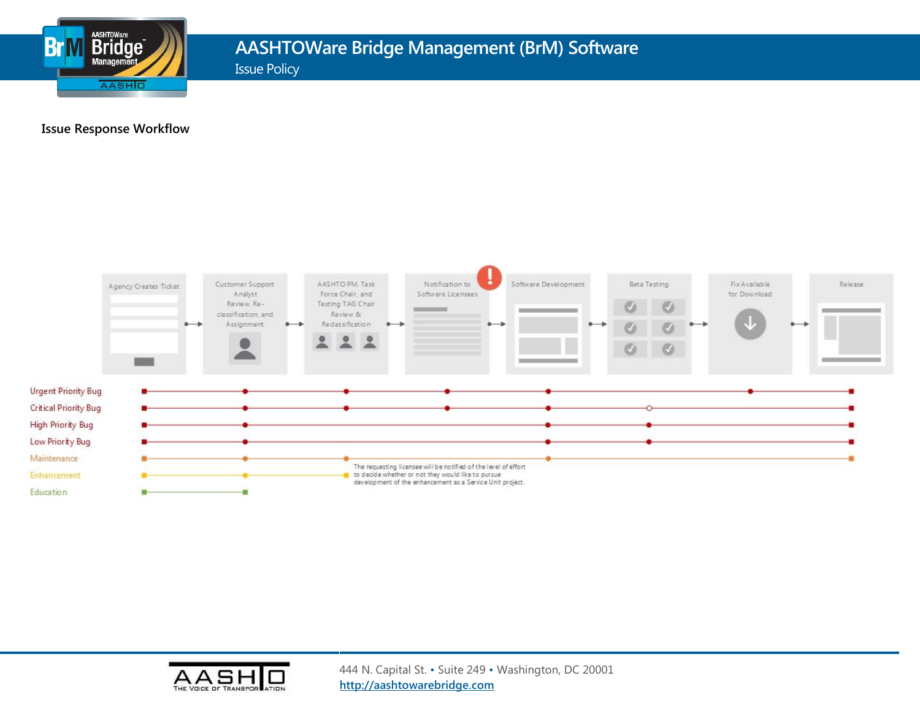## Issue Response Workflow

Agency Creates Ticket → Customer Support Analyst Review, Re-classification, and Assignment → AASHTO PM, Task Force Chair, and Testing TAG Chair Review & Reclassification → Notification to Software Licensees → Software Development → Beta Testing → Fix Available for Download → Release

| | Agency Creates Ticket | Customer Support Analyst Review, Re-classification, and Assignment | AASHTO PM, Task Force Chair, and Testing TAG Chair Review & Reclassification | Notification to Software Licensees | Software Development | Beta Testing | Fix Available for Download | Release |
|---|---|---|---|---|---|---|---|---|
| Urgent Priority Bug | ● | ● | ● | ● | ● | | ● | ● |
| Critical Priority Bug | ● | ● | ● | ● | ● | ○ | | ● |
| High Priority Bug | ● | ● | | | ● | ● | | ● |
| Low Priority Bug | ● | ● | | | ● | ● | | ● |
| Maintenance | ● | ● | ● | | ● | | | ● |
| Enhancement | ● | ● | ● | | | | | |
| Education | ● | ● | | | | | | |

The requesting licensee will be notified of the level of effort to decide whether or not they would like to pursue development of the enhancement as a Service Unit project.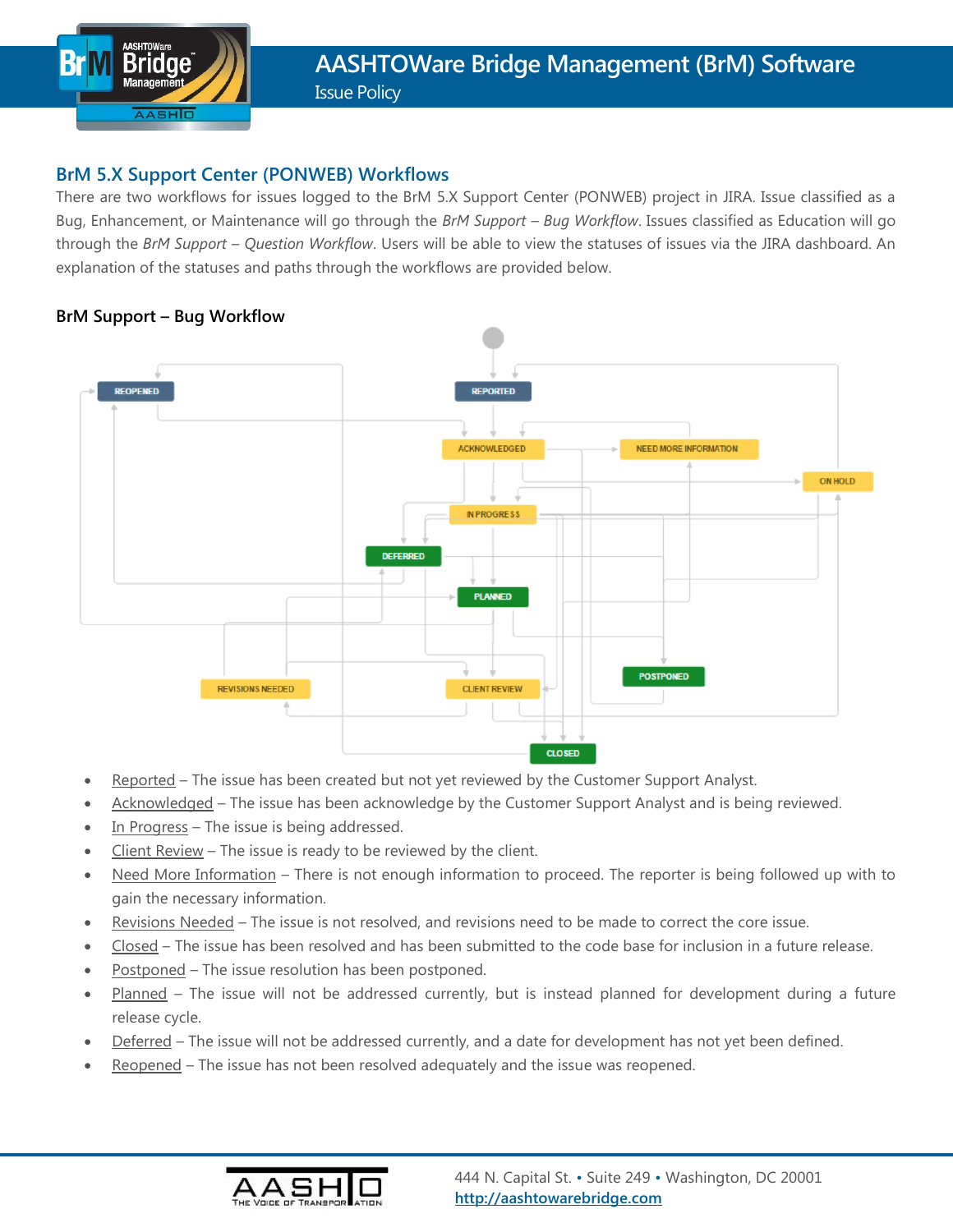## BrM 5.X Support Center (PONWEB) Workflows

There are two workflows for issues logged to the BrM 5.X Support Center (PONWEB) project in JIRA. Issue classified as a Bug, Enhancement, or Maintenance will go through the *BrM Support – Bug Workflow*. Issues classified as Education will go through the *BrM Support – Question Workflow*. Users will be able to view the statuses of issues via the JIRA dashboard. An explanation of the statuses and paths through the workflows are provided below.

### BrM Support – Bug Workflow

- Reported – The issue has been created but not yet reviewed by the Customer Support Analyst.
- Acknowledged – The issue has been acknowledge by the Customer Support Analyst and is being reviewed.
- In Progress – The issue is being addressed.
- Client Review – The issue is ready to be reviewed by the client.
- Need More Information – There is not enough information to proceed. The reporter is being followed up with to gain the necessary information.
- Revisions Needed – The issue is not resolved, and revisions need to be made to correct the core issue.
- Closed – The issue has been resolved and has been submitted to the code base for inclusion in a future release.
- Postponed – The issue resolution has been postponed.
- Planned – The issue will not be addressed currently, but is instead planned for development during a future release cycle.
- Deferred – The issue will not be addressed currently, and a date for development has not yet been defined.
- Reopened – The issue has not been resolved adequately and the issue was reopened.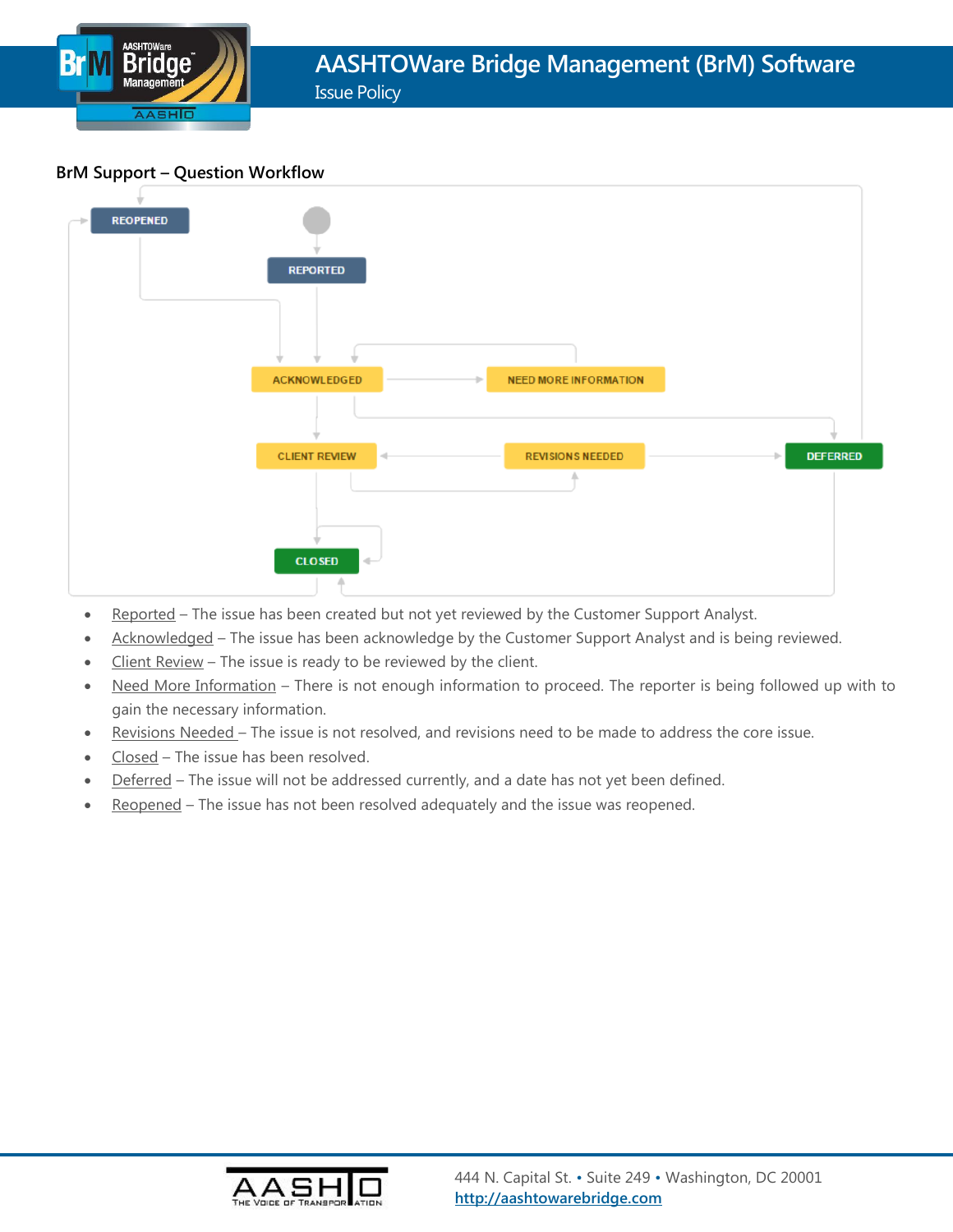## BrM Support – Question Workflow

REOPENED

REPORTED

ACKNOWLEDGED

NEED MORE INFORMATION

CLIENT REVIEW

REVISIONS NEEDED

DEFERRED

CLOSED

- Reported – The issue has been created but not yet reviewed by the Customer Support Analyst.
- Acknowledged – The issue has been acknowledge by the Customer Support Analyst and is being reviewed.
- Client Review – The issue is ready to be reviewed by the client.
- Need More Information – There is not enough information to proceed. The reporter is being followed up with to gain the necessary information.
- Revisions Needed – The issue is not resolved, and revisions need to be made to address the core issue.
- Closed – The issue has been resolved.
- Deferred – The issue will not be addressed currently, and a date has not yet been defined.
- Reopened – The issue has not been resolved adequately and the issue was reopened.